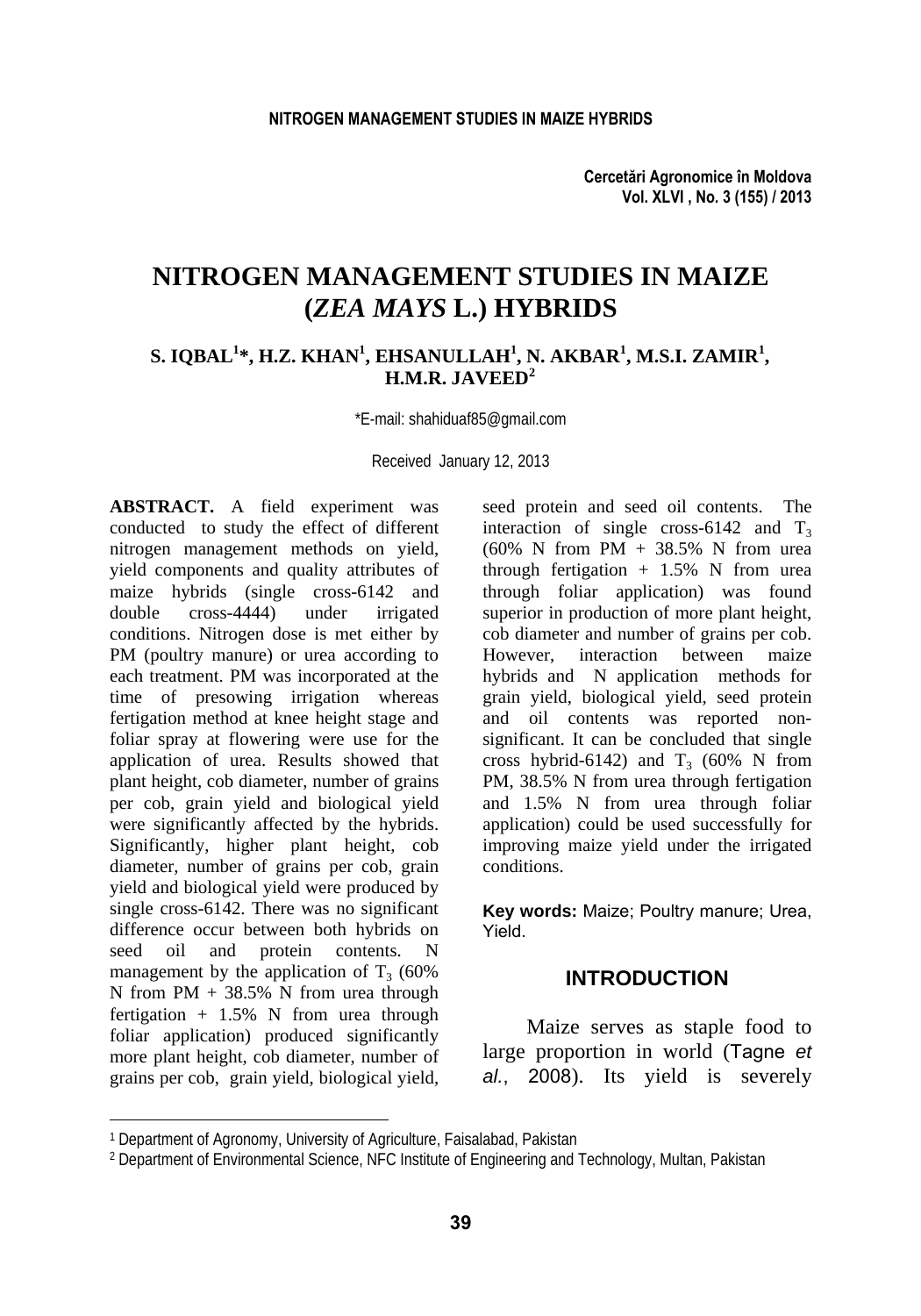# NITROGEN MANAGEMENT STUDIES IN MAIZE (*ZEA MAYS* L.) HYBRIDS

**S. IQBAL[1]*, H.Z. KHAN[1], EHSANULLAH[1], N. AKBAR[1], M.S.I. ZAMIR[1], H.M.R. JAVEED[2]**

*E-mail: shahiduaf85@gmail.com

Received January 12, 2013

**ABSTRACT.** A field experiment was conducted to study the effect of different nitrogen management methods on yield, yield components and quality attributes of maize hybrids (single cross-6142 and double cross-4444) under irrigated conditions. Nitrogen dose is met either by PM (poultry manure) or urea according to each treatment. PM was incorporated at the time of presowing irrigation whereas fertigation method at knee height stage and foliar spray at flowering were use for the application of urea. Results showed that plant height, cob diameter, number of grains per cob, grain yield and biological yield were significantly affected by the hybrids. Significantly, higher plant height, cob diameter, number of grains per cob, grain yield and biological yield were produced by single cross-6142. There was no significant difference occur between both hybrids on seed oil and protein contents. N management by the application of $T_3$ (60% N from PM + 38.5% N from urea through fertigation + 1.5% N from urea through foliar application) produced significantly more plant height, cob diameter, number of grains per cob, grain yield, biological yield, seed protein and seed oil contents. The interaction of single cross-6142 and $T_3$ (60% N from PM + 38.5% N from urea through fertigation + 1.5% N from urea through foliar application) was found superior in production of more plant height, cob diameter and number of grains per cob. However, interaction between maize hybrids and N application methods for grain yield, biological yield, seed protein and oil contents was reported non-significant. It can be concluded that single cross hybrid-6142) and $T_3$ (60% N from PM, 38.5% N from urea through fertigation and 1.5% N from urea through foliar application) could be used successfully for improving maize yield under the irrigated conditions.

**Key words:** Maize; Poultry manure; Urea, Yield.

## INTRODUCTION

Maize serves as staple food to large proportion in world (Tagne *et al.*, 2008). Its yield is severely

---

[1] Department of Agronomy, University of Agriculture, Faisalabad, Pakistan

[2] Department of Environmental Science, NFC Institute of Engineering and Technology, Multan, Pakistan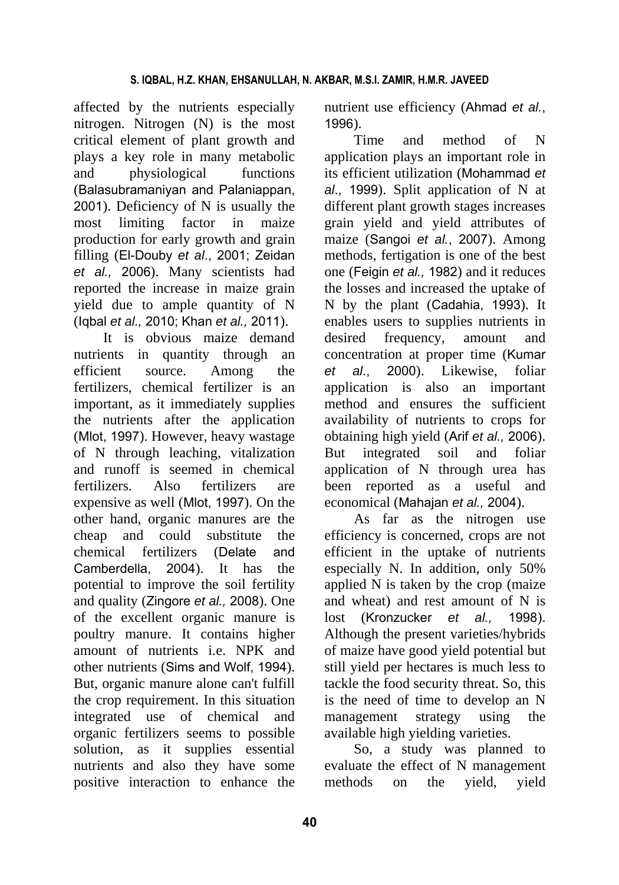affected by the nutrients especially nitrogen. Nitrogen (N) is the most critical element of plant growth and plays a key role in many metabolic and physiological functions (Balasubramaniyan and Palaniappan, 2001). Deficiency of N is usually the most limiting factor in maize production for early growth and grain filling (El-Douby *et al*., 2001; Zeidan *et al.,* 2006). Many scientists had reported the increase in maize grain yield due to ample quantity of N (Iqbal *et al.,* 2010; Khan *et al.,* 2011).

It is obvious maize demand nutrients in quantity through an efficient source. Among the fertilizers, chemical fertilizer is an important, as it immediately supplies the nutrients after the application (Mlot, 1997). However, heavy wastage of N through leaching, vitalization and runoff is seemed in chemical fertilizers. Also fertilizers are expensive as well (Mlot, 1997). On the other hand, organic manures are the cheap and could substitute the chemical fertilizers (Delate and Camberdella, 2004). It has the potential to improve the soil fertility and quality (Zingore *et al.,* 2008). One of the excellent organic manure is poultry manure. It contains higher amount of nutrients i.e. NPK and other nutrients (Sims and Wolf, 1994). But, organic manure alone can't fulfill the crop requirement. In this situation integrated use of chemical and organic fertilizers seems to possible solution, as it supplies essential nutrients and also they have some positive interaction to enhance the nutrient use efficiency (Ahmad *et al.*, 1996).

Time and method of N application plays an important role in its efficient utilization (Mohammad *et al*., 1999). Split application of N at different plant growth stages increases grain yield and yield attributes of maize (Sangoi *et al.*, 2007). Among methods, fertigation is one of the best one (Feigin *et al.,* 1982) and it reduces the losses and increased the uptake of N by the plant (Cadahia, 1993). It enables users to supplies nutrients in desired frequency, amount and concentration at proper time (Kumar *et al*., 2000). Likewise, foliar application is also an important method and ensures the sufficient availability of nutrients to crops for obtaining high yield (Arif *et al.,* 2006). But integrated soil and foliar application of N through urea has been reported as a useful and economical (Mahajan *et al.,* 2004).

As far as the nitrogen use efficiency is concerned, crops are not efficient in the uptake of nutrients especially N. In addition, only 50% applied N is taken by the crop (maize and wheat) and rest amount of N is lost (Kronzucker *et al.,* 1998). Although the present varieties/hybrids of maize have good yield potential but still yield per hectares is much less to tackle the food security threat. So, this is the need of time to develop an N management strategy using the available high yielding varieties.

So, a study was planned to evaluate the effect of N management methods on the yield, yield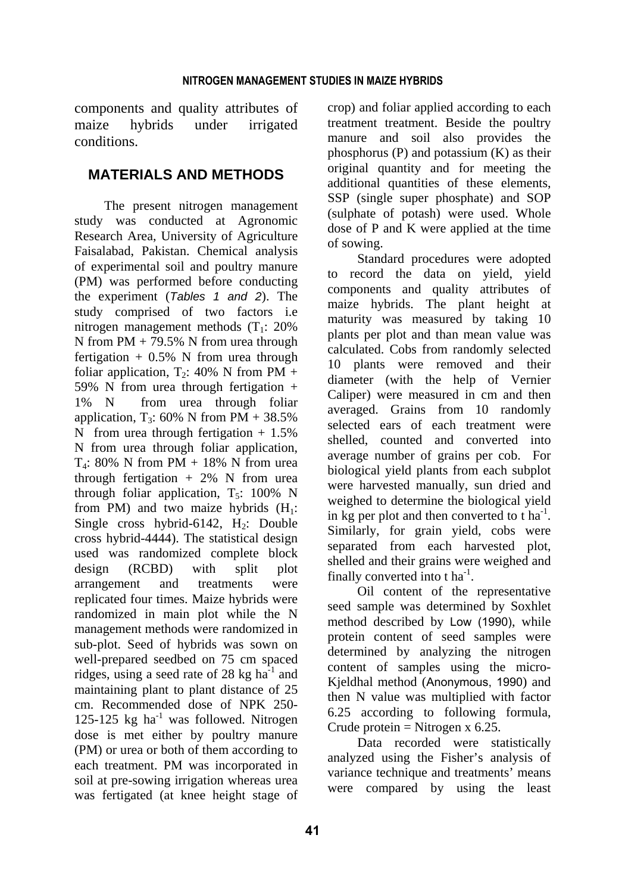components and quality attributes of maize hybrids under irrigated conditions.

## MATERIALS AND METHODS

The present nitrogen management study was conducted at Agronomic Research Area, University of Agriculture Faisalabad, Pakistan. Chemical analysis of experimental soil and poultry manure (PM) was performed before conducting the experiment (*Tables 1 and 2*). The study comprised of two factors i.e nitrogen management methods ($T_1$: 20% N from PM + 79.5% N from urea through fertigation + 0.5% N from urea through foliar application, $T_2$: 40% N from PM + 59% N from urea through fertigation + 1% N from urea through foliar application, $T_3$: 60% N from PM + 38.5% N from urea through fertigation + 1.5% N from urea through foliar application, $T_4$: 80% N from PM + 18% N from urea through fertigation + 2% N from urea through foliar application, $T_5$: 100% N from PM) and two maize hybrids ($H_1$: Single cross hybrid-6142, $H_2$: Double cross hybrid-4444). The statistical design used was randomized complete block design (RCBD) with split plot arrangement and treatments were replicated four times. Maize hybrids were randomized in main plot while the N management methods were randomized in sub-plot. Seed of hybrids was sown on well-prepared seedbed on 75 cm spaced ridges, using a seed rate of 28 kg $ha^{-1}$ and maintaining plant to plant distance of 25 cm. Recommended dose of NPK 250-125-125 kg $ha^{-1}$ was followed. Nitrogen dose is met either by poultry manure (PM) or urea or both of them according to each treatment. PM was incorporated in soil at pre-sowing irrigation whereas urea was fertigated (at knee height stage of crop) and foliar applied according to each treatment treatment. Beside the poultry manure and soil also provides the phosphorus (P) and potassium (K) as their original quantity and for meeting the additional quantities of these elements, SSP (single super phosphate) and SOP (sulphate of potash) were used. Whole dose of P and K were applied at the time of sowing.

Standard procedures were adopted to record the data on yield, yield components and quality attributes of maize hybrids. The plant height at maturity was measured by taking 10 plants per plot and than mean value was calculated. Cobs from randomly selected 10 plants were removed and their diameter (with the help of Vernier Caliper) were measured in cm and then averaged. Grains from 10 randomly selected ears of each treatment were shelled, counted and converted into average number of grains per cob. For biological yield plants from each subplot were harvested manually, sun dried and weighed to determine the biological yield in kg per plot and then converted to t $ha^{-1}$. Similarly, for grain yield, cobs were separated from each harvested plot, shelled and their grains were weighed and finally converted into t $ha^{-1}$.

Oil content of the representative seed sample was determined by Soxhlet method described by Low (1990), while protein content of seed samples were determined by analyzing the nitrogen content of samples using the micro-Kjeldhal method (Anonymous, 1990) and then N value was multiplied with factor 6.25 according to following formula, Crude protein = Nitrogen x 6.25.

Data recorded were statistically analyzed using the Fisher's analysis of variance technique and treatments' means were compared by using the least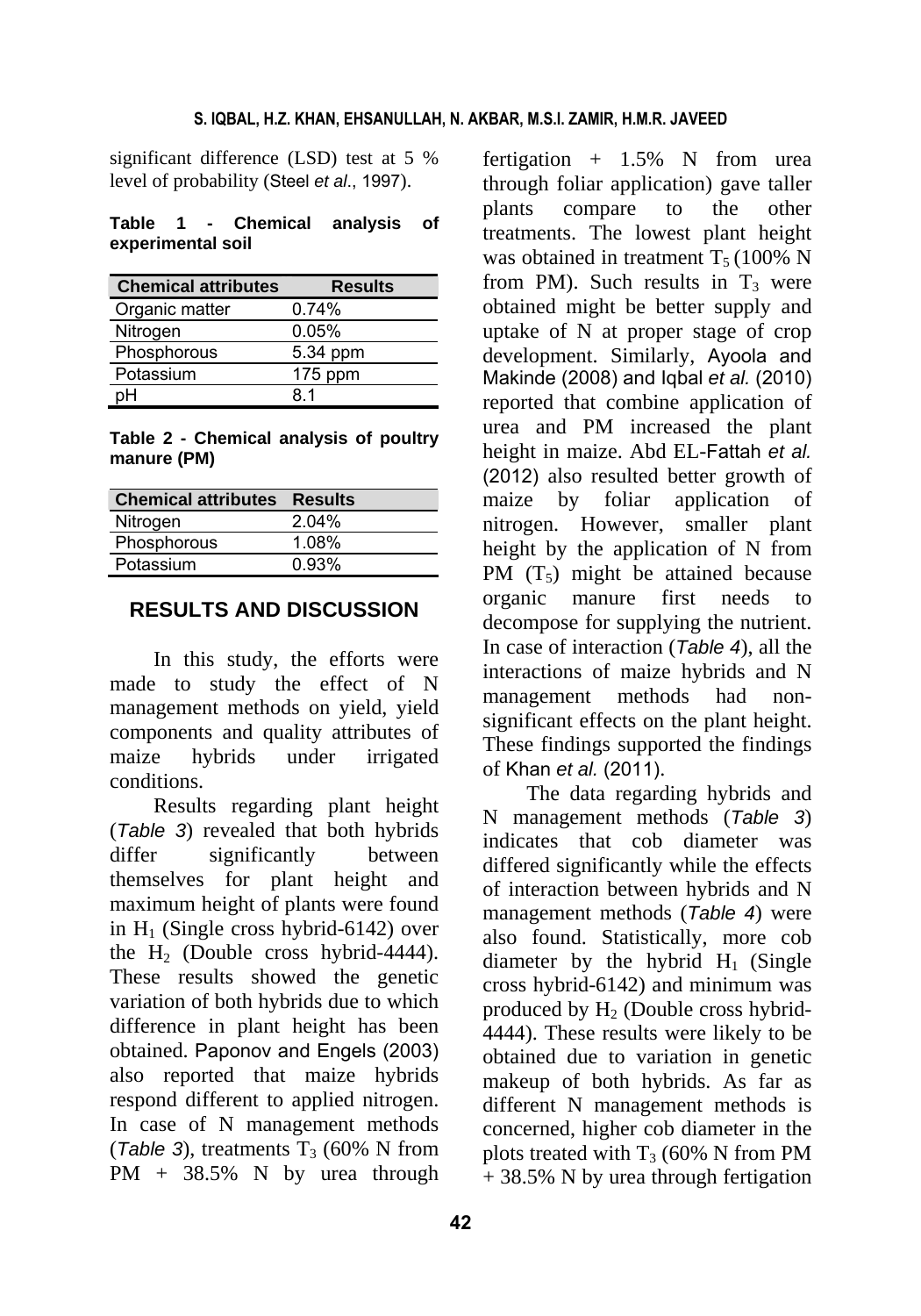significant difference (LSD) test at 5 % level of probability (Steel *et al.*, 1997).

**Table 1 - Chemical analysis of experimental soil**

| Chemical attributes | Results |
|---|---|
| Organic matter | 0.74% |
| Nitrogen | 0.05% |
| Phosphorous | 5.34 ppm |
| Potassium | 175 ppm |
| pH | 8.1 |

**Table 2 - Chemical analysis of poultry manure (PM)**

| Chemical attributes | Results |
|---|---|
| Nitrogen | 2.04% |
| Phosphorous | 1.08% |
| Potassium | 0.93% |

## RESULTS AND DISCUSSION

In this study, the efforts were made to study the effect of N management methods on yield, yield components and quality attributes of maize hybrids under irrigated conditions.

Results regarding plant height (*Table 3*) revealed that both hybrids differ significantly between themselves for plant height and maximum height of plants were found in $H_1$ (Single cross hybrid-6142) over the $H_2$ (Double cross hybrid-4444). These results showed the genetic variation of both hybrids due to which difference in plant height has been obtained. Paponov and Engels (2003) also reported that maize hybrids respond different to applied nitrogen. In case of N management methods (*Table 3*), treatments $T_3$ (60% N from PM + 38.5% N by urea through fertigation + 1.5% N from urea through foliar application) gave taller plants compare to the other treatments. The lowest plant height was obtained in treatment $T_5$ (100% N from PM). Such results in $T_3$ were obtained might be better supply and uptake of N at proper stage of crop development. Similarly, Ayoola and Makinde (2008) and Iqbal *et al.* (2010) reported that combine application of urea and PM increased the plant height in maize. Abd EL-Fattah *et al.* (2012) also resulted better growth of maize by foliar application of nitrogen. However, smaller plant height by the application of N from PM ($T_5$) might be attained because organic manure first needs to decompose for supplying the nutrient. In case of interaction (*Table 4*), all the interactions of maize hybrids and N management methods had non-significant effects on the plant height. These findings supported the findings of Khan *et al.* (2011).

The data regarding hybrids and N management methods (*Table 3*) indicates that cob diameter was differed significantly while the effects of interaction between hybrids and N management methods (*Table 4*) were also found. Statistically, more cob diameter by the hybrid $H_1$ (Single cross hybrid-6142) and minimum was produced by $H_2$ (Double cross hybrid-4444). These results were likely to be obtained due to variation in genetic makeup of both hybrids. As far as different N management methods is concerned, higher cob diameter in the plots treated with $T_3$ (60% N from PM + 38.5% N by urea through fertigation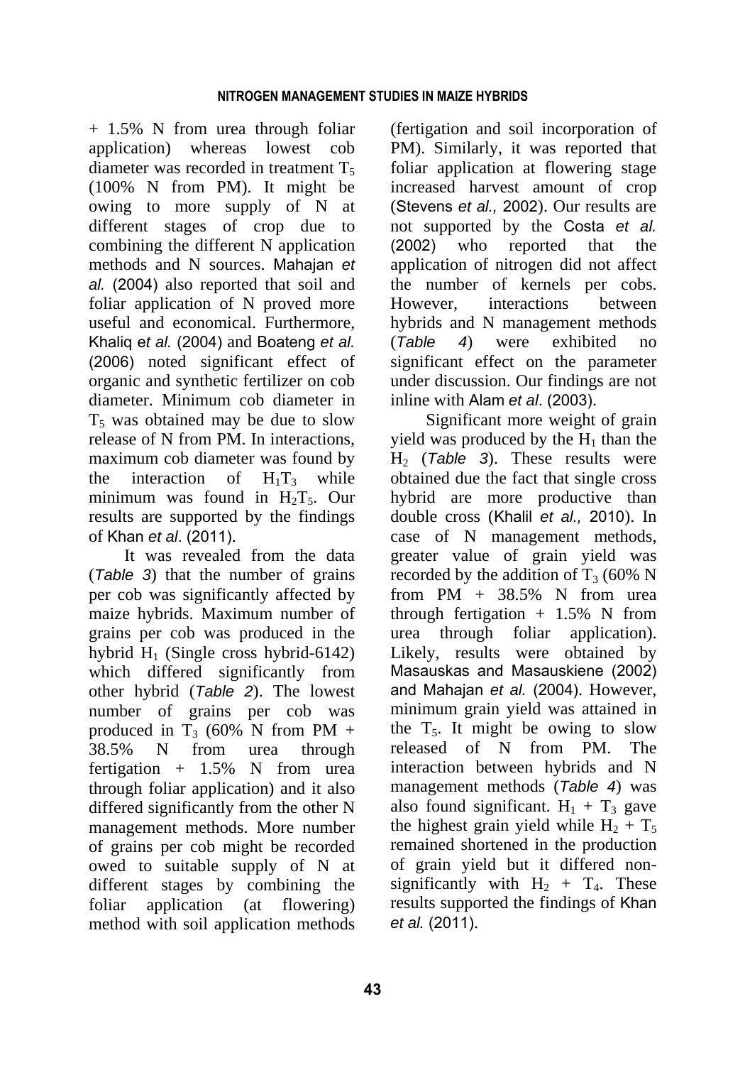+ 1.5% N from urea through foliar application) whereas lowest cob diameter was recorded in treatment $T_5$ (100% N from PM). It might be owing to more supply of N at different stages of crop due to combining the different N application methods and N sources. Mahajan *et al.* (2004) also reported that soil and foliar application of N proved more useful and economical. Furthermore, Khaliq e*t al.* (2004) and Boateng *et al.* (2006) noted significant effect of organic and synthetic fertilizer on cob diameter. Minimum cob diameter in $T_5$ was obtained may be due to slow release of N from PM. In interactions, maximum cob diameter was found by the interaction of $H_1T_3$ while minimum was found in $H_2T_5$. Our results are supported by the findings of Khan *et al*. (2011).

It was revealed from the data (*Table 3*) that the number of grains per cob was significantly affected by maize hybrids. Maximum number of grains per cob was produced in the hybrid $H_1$ (Single cross hybrid-6142) which differed significantly from other hybrid (*Table 2*). The lowest number of grains per cob was produced in $T_3$ (60% N from PM + 38.5% N from urea through fertigation + 1.5% N from urea through foliar application) and it also differed significantly from the other N management methods. More number of grains per cob might be recorded owed to suitable supply of N at different stages by combining the foliar application (at flowering) method with soil application methods (fertigation and soil incorporation of PM). Similarly, it was reported that foliar application at flowering stage increased harvest amount of crop (Stevens *et al.,* 2002). Our results are not supported by the Costa *et al.* (2002) who reported that the application of nitrogen did not affect the number of kernels per cobs. However, interactions between hybrids and N management methods (*Table 4*) were exhibited no significant effect on the parameter under discussion. Our findings are not inline with Alam *et al*. (2003).

Significant more weight of grain yield was produced by the $H_1$ than the $H_2$ (*Table 3*). These results were obtained due the fact that single cross hybrid are more productive than double cross (Khalil *et al.,* 2010). In case of N management methods, greater value of grain yield was recorded by the addition of $T_3$ (60% N from PM + 38.5% N from urea through fertigation + 1.5% N from urea through foliar application). Likely, results were obtained by Masauskas and Masauskiene (2002) and Mahajan *et al.* (2004). However, minimum grain yield was attained in the $T_5$. It might be owing to slow released of N from PM. The interaction between hybrids and N management methods (*Table 4*) was also found significant. $H_1$ + $T_3$ gave the highest grain yield while $H_2$ + $T_5$ remained shortened in the production of grain yield but it differed non-significantly with $H_2$ + $T_4$. These results supported the findings of Khan *et al.* (2011).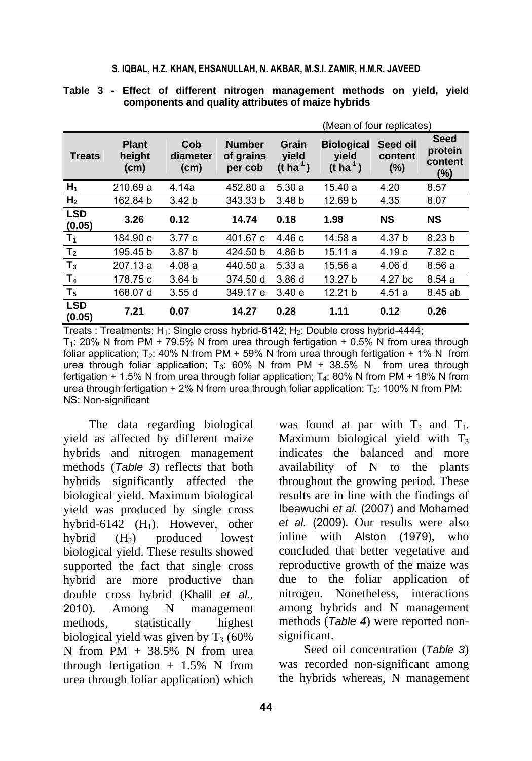**Table 3 - Effect of different nitrogen management methods on yield, yield components and quality attributes of maize hybrids**

(Mean of four replicates)

| Treats | Plant height (cm) | Cob diameter (cm) | Number of grains per cob | Grain yield (t ha$^{-1}$) | Biological yield (t ha$^{-1}$) | Seed oil content (%) | Seed protein content (%) |
|---|---|---|---|---|---|---|---|
| $H_1$ | 210.69 a | 4.14a | 452.80 a | 5.30 a | 15.40 a | 4.20 | 8.57 |
| $H_2$ | 162.84 b | 3.42 b | 343.33 b | 3.48 b | 12.69 b | 4.35 | 8.07 |
| **LSD (0.05)** | **3.26** | **0.12** | **14.74** | **0.18** | **1.98** | **NS** | **NS** |
| $T_1$ | 184.90 c | 3.77 c | 401.67 c | 4.46 c | 14.58 a | 4.37 b | 8.23 b |
| $T_2$ | 195.45 b | 3.87 b | 424.50 b | 4.86 b | 15.11 a | 4.19 c | 7.82 c |
| $T_3$ | 207.13 a | 4.08 a | 440.50 a | 5.33 a | 15.56 a | 4.06 d | 8.56 a |
| $T_4$ | 178.75 c | 3.64 b | 374.50 d | 3.86 d | 13.27 b | 4.27 bc | 8.54 a |
| $T_5$ | 168.07 d | 3.55 d | 349.17 e | 3.40 e | 12.21 b | 4.51 a | 8.45 ab |
| **LSD (0.05)** | **7.21** | **0.07** | **14.27** | **0.28** | **1.11** | **0.12** | **0.26** |

Treats : Treatments; $H_1$: Single cross hybrid-6142; $H_2$: Double cross hybrid-4444;
$T_1$: 20% N from PM + 79.5% N from urea through fertigation + 0.5% N from urea through foliar application; $T_2$: 40% N from PM + 59% N from urea through fertigation + 1% N from urea through foliar application; $T_3$: 60% N from PM + 38.5% N from urea through fertigation + 1.5% N from urea through foliar application; $T_4$: 80% N from PM + 18% N from urea through fertigation + 2% N from urea through foliar application; $T_5$: 100% N from PM; NS: Non-significant

The data regarding biological yield as affected by different maize hybrids and nitrogen management methods (*Table 3*) reflects that both hybrids significantly affected the biological yield. Maximum biological yield was produced by single cross hybrid-6142 ($H_1$). However, other hybrid ($H_2$) produced lowest biological yield. These results showed supported the fact that single cross hybrid are more productive than double cross hybrid (Khalil *et al.,* 2010). Among N management methods, statistically highest biological yield was given by $T_3$ (60% N from PM + 38.5% N from urea through fertigation + 1.5% N from urea through foliar application) which was found at par with $T_2$ and $T_1$. Maximum biological yield with $T_3$ indicates the balanced and more availability of N to the plants throughout the growing period. These results are in line with the findings of Ibeawuchi *et al.* (2007) and Mohamed *et al.* (2009). Our results were also inline with Alston (1979), who concluded that better vegetative and reproductive growth of the maize was due to the foliar application of nitrogen. Nonetheless, interactions among hybrids and N management methods (*Table 4*) were reported non-significant.

Seed oil concentration (*Table 3*) was recorded non-significant among the hybrids whereas, N management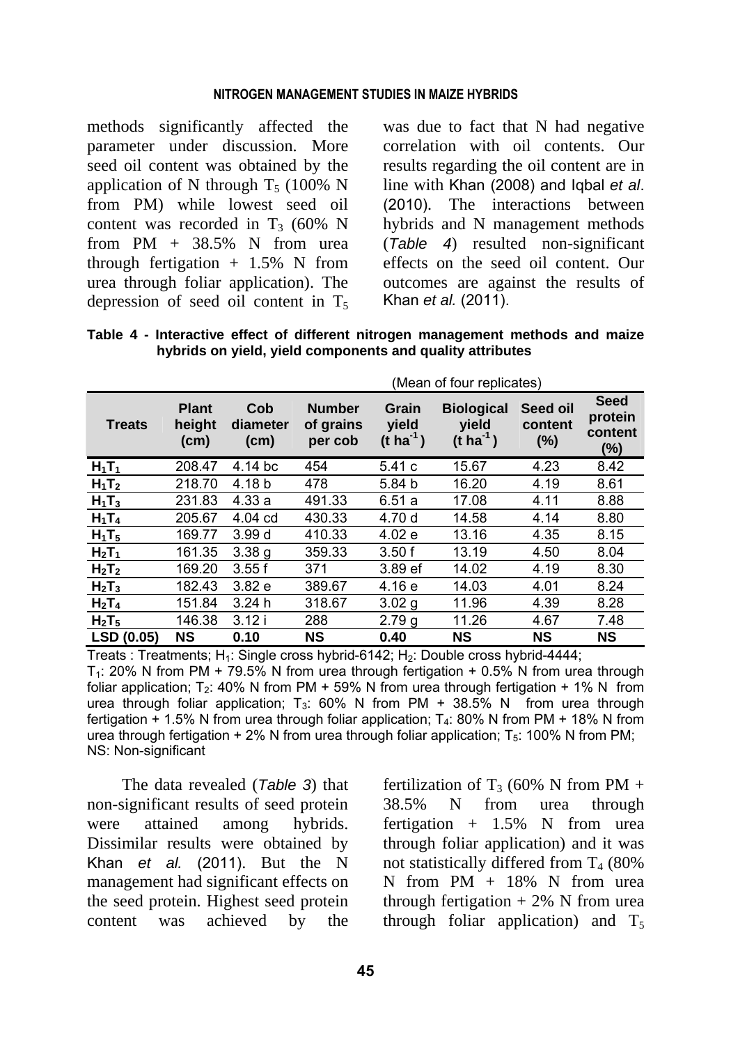methods significantly affected the parameter under discussion. More seed oil content was obtained by the application of N through $T_5$ (100% N from PM) while lowest seed oil content was recorded in $T_3$ (60% N from PM + 38.5% N from urea through fertigation + 1.5% N from urea through foliar application). The depression of seed oil content in $T_5$ was due to fact that N had negative correlation with oil contents. Our results regarding the oil content are in line with Khan (2008) and Iqbal *et al*. (2010). The interactions between hybrids and N management methods (*Table 4*) resulted non-significant effects on the seed oil content. Our outcomes are against the results of Khan *et al.* (2011).

**Table 4 - Interactive effect of different nitrogen management methods and maize hybrids on yield, yield components and quality attributes**

(Mean of four replicates)

| Treats | Plant height (cm) | Cob diameter (cm) | Number of grains per cob | Grain yield (t ha$^{-1}$) | Biological yield (t ha$^{-1}$) | Seed oil content (%) | Seed protein content (%) |
|---|---|---|---|---|---|---|---|
| $H_1T_1$ | 208.47 | 4.14 bc | 454 | 5.41 c | 15.67 | 4.23 | 8.42 |
| $H_1T_2$ | 218.70 | 4.18 b | 478 | 5.84 b | 16.20 | 4.19 | 8.61 |
| $H_1T_3$ | 231.83 | 4.33 a | 491.33 | 6.51 a | 17.08 | 4.11 | 8.88 |
| $H_1T_4$ | 205.67 | 4.04 cd | 430.33 | 4.70 d | 14.58 | 4.14 | 8.80 |
| $H_1T_5$ | 169.77 | 3.99 d | 410.33 | 4.02 e | 13.16 | 4.35 | 8.15 |
| $H_2T_1$ | 161.35 | 3.38 g | 359.33 | 3.50 f | 13.19 | 4.50 | 8.04 |
| $H_2T_2$ | 169.20 | 3.55 f | 371 | 3.89 ef | 14.02 | 4.19 | 8.30 |
| $H_2T_3$ | 182.43 | 3.82 e | 389.67 | 4.16 e | 14.03 | 4.01 | 8.24 |
| $H_2T_4$ | 151.84 | 3.24 h | 318.67 | 3.02 g | 11.96 | 4.39 | 8.28 |
| $H_2T_5$ | 146.38 | 3.12 i | 288 | 2.79 g | 11.26 | 4.67 | 7.48 |
| **LSD (0.05)** | **NS** | **0.10** | **NS** | **0.40** | **NS** | **NS** | **NS** |

Treats : Treatments; $H_1$: Single cross hybrid-6142; $H_2$: Double cross hybrid-4444;
$T_1$: 20% N from PM + 79.5% N from urea through fertigation + 0.5% N from urea through foliar application; $T_2$: 40% N from PM + 59% N from urea through fertigation + 1% N from urea through foliar application; $T_3$: 60% N from PM + 38.5% N from urea through fertigation + 1.5% N from urea through foliar application; $T_4$: 80% N from PM + 18% N from urea through fertigation + 2% N from urea through foliar application; $T_5$: 100% N from PM; NS: Non-significant

The data revealed (*Table 3*) that non-significant results of seed protein were attained among hybrids. Dissimilar results were obtained by Khan *et al.* (2011). But the N management had significant effects on the seed protein. Highest seed protein content was achieved by the fertilization of $T_3$ (60% N from PM + 38.5% N from urea through fertigation + 1.5% N from urea through foliar application) and it was not statistically differed from $T_4$ (80% N from PM + 18% N from urea through fertigation + 2% N from urea through foliar application) and $T_5$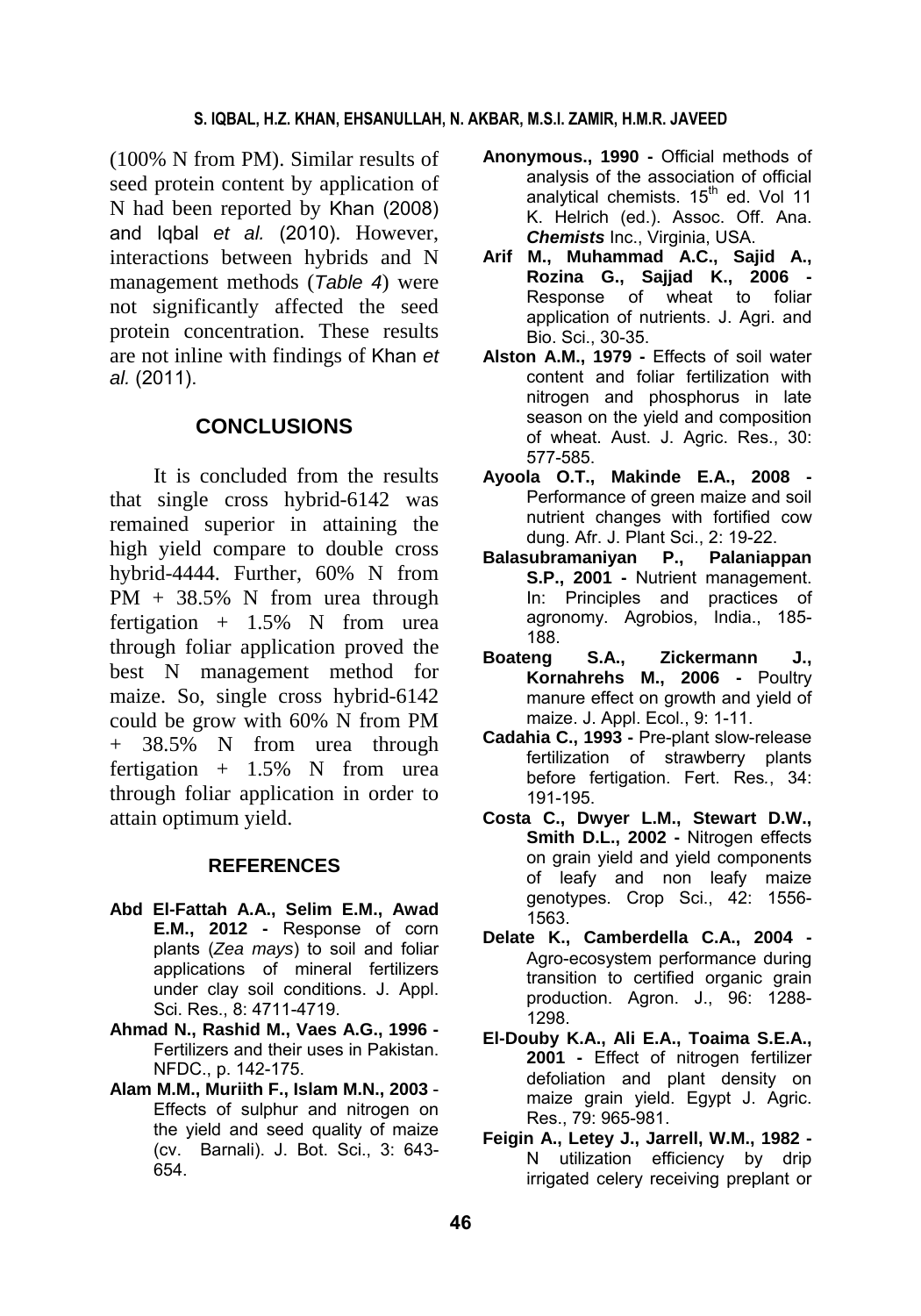(100% N from PM). Similar results of seed protein content by application of N had been reported by Khan (2008) and Iqbal *et al.* (2010). However, interactions between hybrids and N management methods (*Table 4*) were not significantly affected the seed protein concentration. These results are not inline with findings of Khan *et al.* (2011).

## CONCLUSIONS

It is concluded from the results that single cross hybrid-6142 was remained superior in attaining the high yield compare to double cross hybrid-4444. Further, 60% N from PM + 38.5% N from urea through fertigation + 1.5% N from urea through foliar application proved the best N management method for maize. So, single cross hybrid-6142 could be grow with 60% N from PM + 38.5% N from urea through fertigation + 1.5% N from urea through foliar application in order to attain optimum yield.

## REFERENCES

**Abd El-Fattah A.A., Selim E.M., Awad E.M., 2012 -** Response of corn plants (*Zea mays*) to soil and foliar applications of mineral fertilizers under clay soil conditions. J. Appl. Sci. Res., 8: 4711-4719.

**Ahmad N., Rashid M., Vaes A.G., 1996 -** Fertilizers and their uses in Pakistan. NFDC., p. 142-175.

**Alam M.M., Muriith F., Islam M.N., 2003** - Effects of sulphur and nitrogen on the yield and seed quality of maize (cv. Barnali). J. Bot. Sci., 3: 643-654.

**Anonymous., 1990 -** Official methods of analysis of the association of official analytical chemists. 15th ed. Vol 11 K. Helrich (ed.). Assoc. Off. Ana. ***Chemists*** Inc., Virginia, USA.

**Arif M., Muhammad A.C., Sajid A., Rozina G., Sajjad K., 2006 -** Response of wheat to foliar application of nutrients. J. Agri. and Bio. Sci., 30-35.

**Alston A.M., 1979 -** Effects of soil water content and foliar fertilization with nitrogen and phosphorus in late season on the yield and composition of wheat. Aust. J. Agric. Res., 30: 577-585.

**Ayoola O.T., Makinde E.A., 2008 -** Performance of green maize and soil nutrient changes with fortified cow dung. Afr. J. Plant Sci., 2: 19-22.

**Balasubramaniyan P., Palaniappan S.P., 2001 -** Nutrient management. In: Principles and practices of agronomy. Agrobios, India., 185-188.

**Boateng S.A., Zickermann J., Kornahrehs M., 2006 -** Poultry manure effect on growth and yield of maize. J. Appl. Ecol., 9: 1-11.

**Cadahia C., 1993 -** Pre-plant slow-release fertilization of strawberry plants before fertigation. Fert. Res., 34: 191-195.

**Costa C., Dwyer L.M., Stewart D.W., Smith D.L., 2002 -** Nitrogen effects on grain yield and yield components of leafy and non leafy maize genotypes. Crop Sci., 42: 1556-1563.

**Delate K., Camberdella C.A., 2004 -** Agro-ecosystem performance during transition to certified organic grain production. Agron. J., 96: 1288-1298.

**El-Douby K.A., Ali E.A., Toaima S.E.A., 2001 -** Effect of nitrogen fertilizer defoliation and plant density on maize grain yield. Egypt J. Agric. Res., 79: 965-981.

**Feigin A., Letey J., Jarrell, W.M., 1982 -** N utilization efficiency by drip irrigated celery receiving preplant or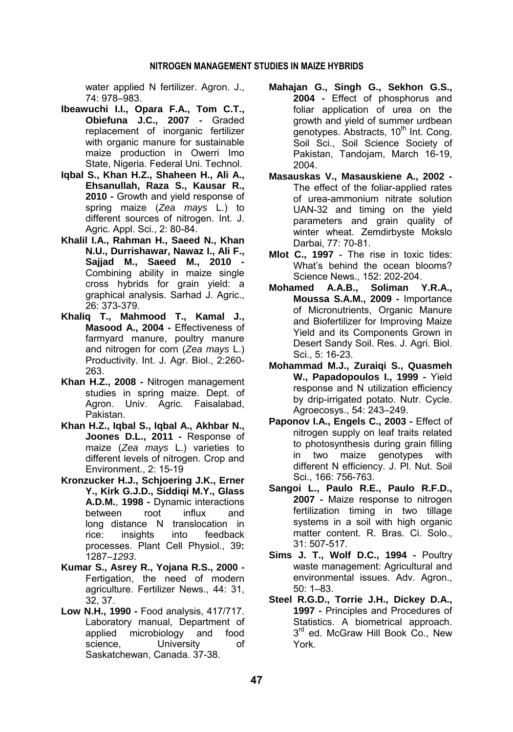water applied N fertilizer. Agron. J., 74: 978–983.

**Ibeawuchi I.I., Opara F.A., Tom C.T., Obiefuna J.C., 2007 -** Graded replacement of inorganic fertilizer with organic manure for sustainable maize production in Owerri Imo State, Nigeria. Federal Uni. Technol.

**Iqbal S., Khan H.Z., Shaheen H., Ali A., Ehsanullah, Raza S., Kausar R., 2010 -** Growth and yield response of spring maize (*Zea mays* L.) to different sources of nitrogen. Int. J. Agric. Appl. Sci., 2: 80-84.

**Khalil I.A., Rahman H., Saeed N., Khan N.U., Durrishawar, Nawaz I., Ali F., Sajjad M., Saeed M., 2010 -** Combining ability in maize single cross hybrids for grain yield: a graphical analysis. Sarhad J. Agric., 26: 373-379.

**Khaliq T., Mahmood T., Kamal J., Masood A., 2004 -** Effectiveness of farmyard manure, poultry manure and nitrogen for corn (*Zea mays* L.) Productivity. Int. J. Agr. Biol., 2:260-263.

**Khan H.Z., 2008 -** Nitrogen management studies in spring maize. Dept. of Agron. Univ. Agric. Faisalabad, Pakistan.

**Khan H.Z., Iqbal S., Iqbal A., Akhbar N., Joones D.L., 2011 -** Response of maize (*Zea mays* L.) varieties to different levels of nitrogen. Crop and Environment., 2: 15-19

**Kronzucker H.J., Schjoering J.K., Erner Y., Kirk G.J.D., Siddiqi M.Y., Glass A.D.M.**, **1998 -** Dynamic interactions between root influx and long distance N translocation in rice: insights into feedback processes. Plant Cell Physiol., 39**:** 1287–*1293*.

**Kumar S., Asrey R., Yojana R.S., 2000 -** Fertigation, the need of modern agriculture. Fertilizer News., 44: 31, 32, 37.

**Low N.H., 1990 -** Food analysis, 417/717. Laboratory manual, Department of applied microbiology and food science, University of Saskatchewan, Canada. 37-38.

**Mahajan G., Singh G., Sekhon G.S., 2004 -** Effect of phosphorus and foliar application of urea on the growth and yield of summer urdbean genotypes. Abstracts, 10th Int. Cong. Soil Sci., Soil Science Society of Pakistan, Tandojam, March 16-19, 2004.

**Masauskas V., Masauskiene A., 2002 -** The effect of the foliar-applied rates of urea-ammonium nitrate solution UAN-32 and timing on the yield parameters and grain quality of winter wheat. Zemdirbyste Mokslo Darbai, 77: 70-81.

**Mlot C., 1997** - The rise in toxic tides: What's behind the ocean blooms? Science News., 152: 202-204.

**Mohamed A.A.B., Soliman Y.R.A., Moussa S.A.M., 2009 -** Importance of Micronutrients, Organic Manure and Biofertilizer for Improving Maize Yield and its Components Grown in Desert Sandy Soil. Res. J. Agri. Biol. Sci., 5: 16-23.

**Mohammad M.J., Zuraiqi S., Quasmeh W., Papadopoulos I., 1999 -** Yield response and N utilization efficiency by drip-irrigated potato. Nutr. Cycle. Agroecosys., 54: 243–249.

**Paponov I.A., Engels C., 2003 -** Effect of nitrogen supply on leaf traits related to photosynthesis during grain filling in two maize genotypes with different N efficiency. J. Pl. Nut. Soil Sci., 166: 756-763.

**Sangoi L., Paulo R.E., Paulo R.F.D., 2007 -** Maize response to nitrogen fertilization timing in two tillage systems in a soil with high organic matter content. R. Bras. Ci. Solo., 31: 507-517.

**Sims J. T., Wolf D.C., 1994 -** Poultry waste management: Agricultural and environmental issues. Adv. Agron., 50: 1–83.

**Steel R.G.D., Torrie J.H., Dickey D.A., 1997 -** Principles and Procedures of Statistics. A biometrical approach. 3rd ed. McGraw Hill Book Co., New York.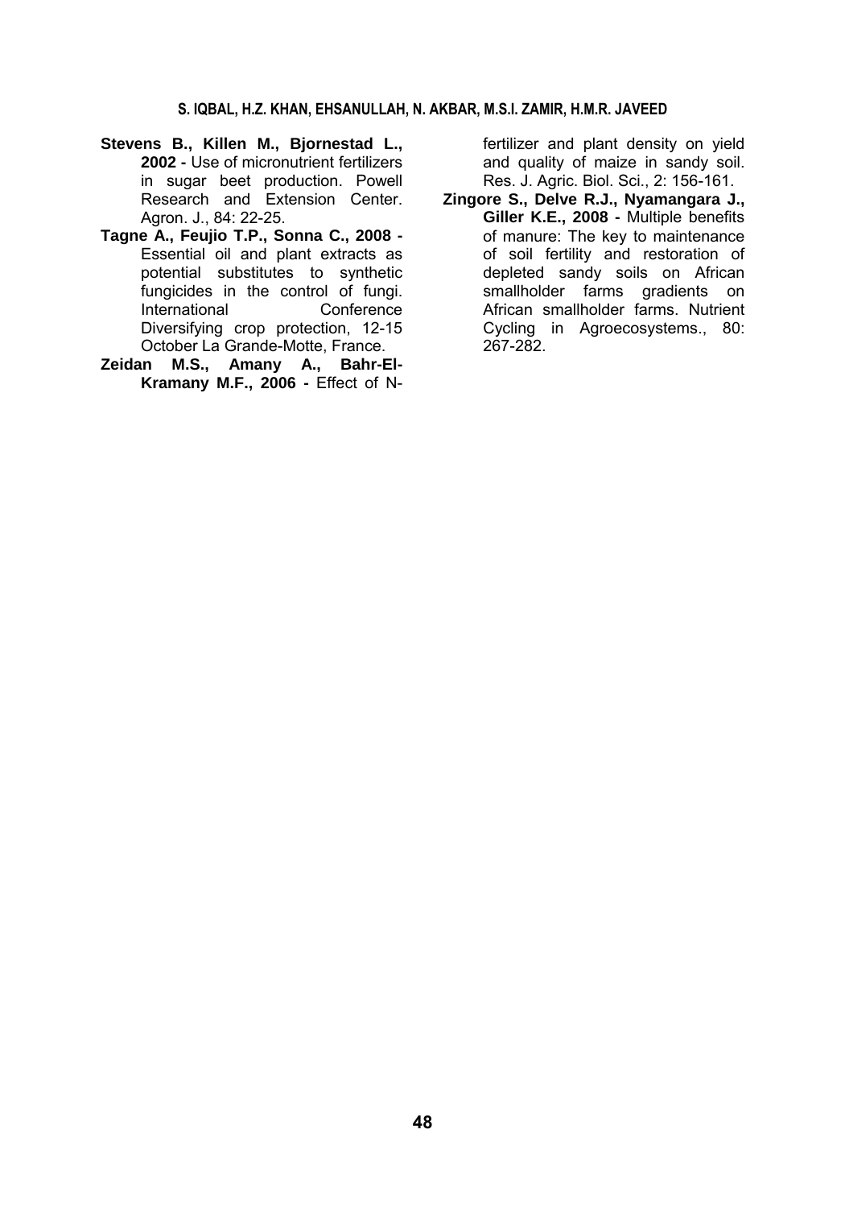**Stevens B., Killen M., Bjornestad L., 2002 -** Use of micronutrient fertilizers in sugar beet production. Powell Research and Extension Center. Agron. J., 84: 22-25.

**Tagne A., Feujio T.P., Sonna C., 2008 -** Essential oil and plant extracts as potential substitutes to synthetic fungicides in the control of fungi. International Conference Diversifying crop protection, 12-15 October La Grande-Motte, France.

**Zeidan M.S., Amany A., Bahr-El-Kramany M.F., 2006 -** Effect of N-fertilizer and plant density on yield and quality of maize in sandy soil. Res. J. Agric. Biol. Sci., 2: 156-161.

**Zingore S., Delve R.J., Nyamangara J., Giller K.E., 2008 -** Multiple benefits of manure: The key to maintenance of soil fertility and restoration of depleted sandy soils on African smallholder farms gradients on African smallholder farms. Nutrient Cycling in Agroecosystems., 80: 267-282.